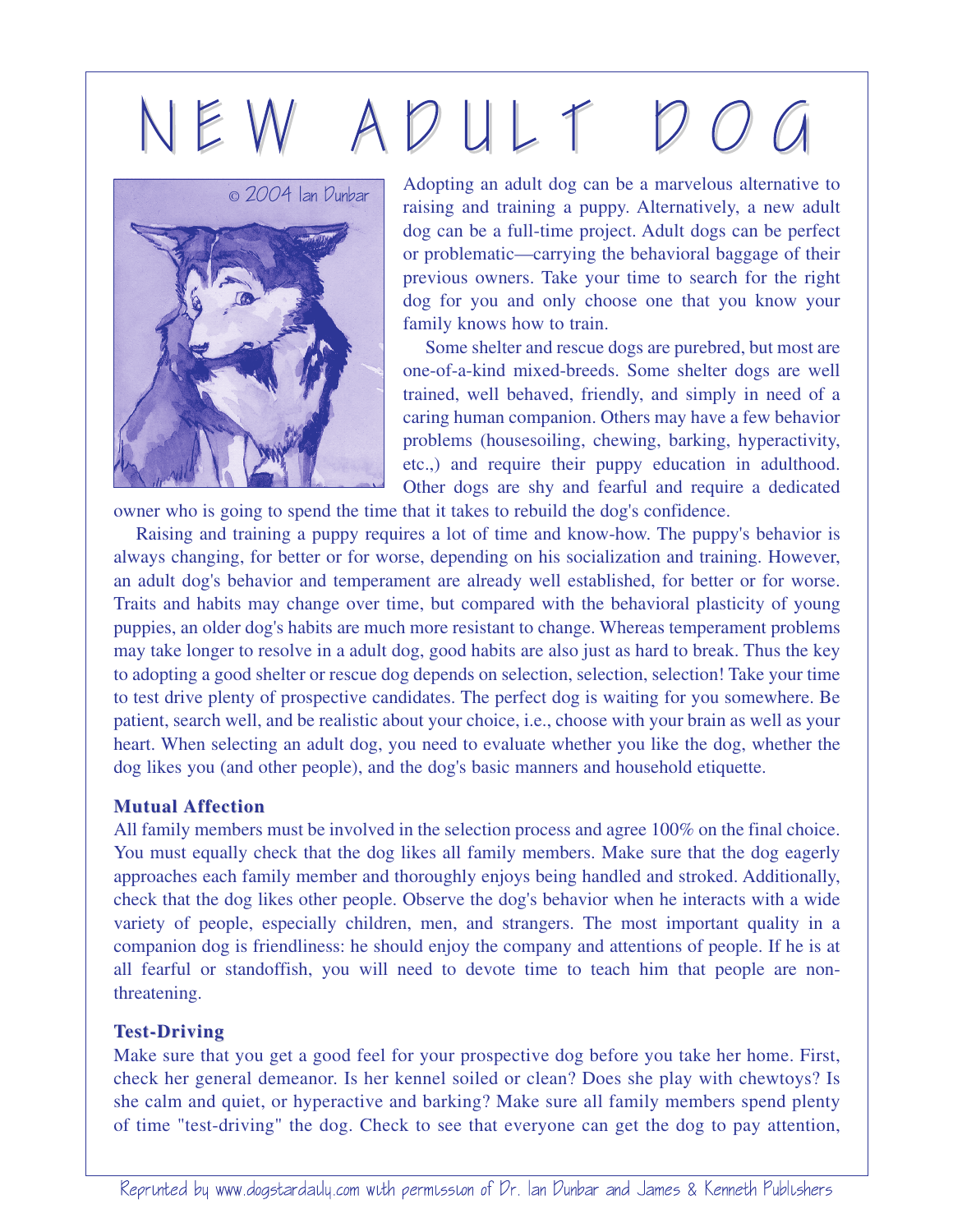# NEW ADULT DOG

Adopting an adult dog can be a marvelous alternative to raising and training a puppy. Alternatively, a new adult dog can be a full-time project. Adult dogs can be perfect or problematic—carrying the behavioral baggage of their previous owners. Take your time to search for the right dog for you and only choose one that you know your family knows how to train.

Some shelter and rescue dogs are purebred, but most are one-of-a-kind mixed-breeds. Some shelter dogs are well trained, well behaved, friendly, and simply in need of a caring human companion. Others may have a few behavior problems (housesoiling, chewing, barking, hyperactivity, etc.,) and require their puppy education in adulthood. Other dogs are shy and fearful and require a dedicated owner who is going to spend the time that it takes to rebuild the dog's confidence.

Raising and training a puppy requires a lot of time and know-how. The puppy's behavior is always changing, for better or for worse, depending on his socialization and training. However, an adult dog's behavior and temperament are already well established, for better or for worse. Traits and habits may change over time, but compared with the behavioral plasticity of young puppies, an older dog's habits are much more resistant to change. Whereas temperament problems may take longer to resolve in a adult dog, good habits are also just as hard to break. Thus the key to adopting a good shelter or rescue dog depends on selection, selection, selection! Take your time to test drive plenty of prospective candidates. The perfect dog is waiting for you somewhere. Be patient, search well, and be realistic about your choice, i.e., choose with your brain as well as your heart. When selecting an adult dog, you need to evaluate whether you like the dog, whether the dog likes you (and other people), and the dog's basic manners and household etiquette.

### Mutual Affection

All family members must be involved in the selection process and agree 100% on the final choice. You must equally check that the dog likes all family members. Make sure that the dog eagerly approaches each family member and thoroughly enjoys being handled and stroked. Additionally, check that the dog likes other people. Observe the dog's behavior when he interacts with a wide variety of people, especially children, men, and strangers. The most important quality in a companion dog is friendliness: he should enjoy the company and attentions of people. If he is at all fearful or standoffish, you will need to devote time to teach him that people are non-threatening.

### Test-Driving

Make sure that you get a good feel for your prospective dog before you take her home. First, check her general demeanor. Is her kennel soiled or clean? Does she play with chewtoys? Is she calm and quiet, or hyperactive and barking? Make sure all family members spend plenty of time "test-driving" the dog. Check to see that everyone can get the dog to pay attention,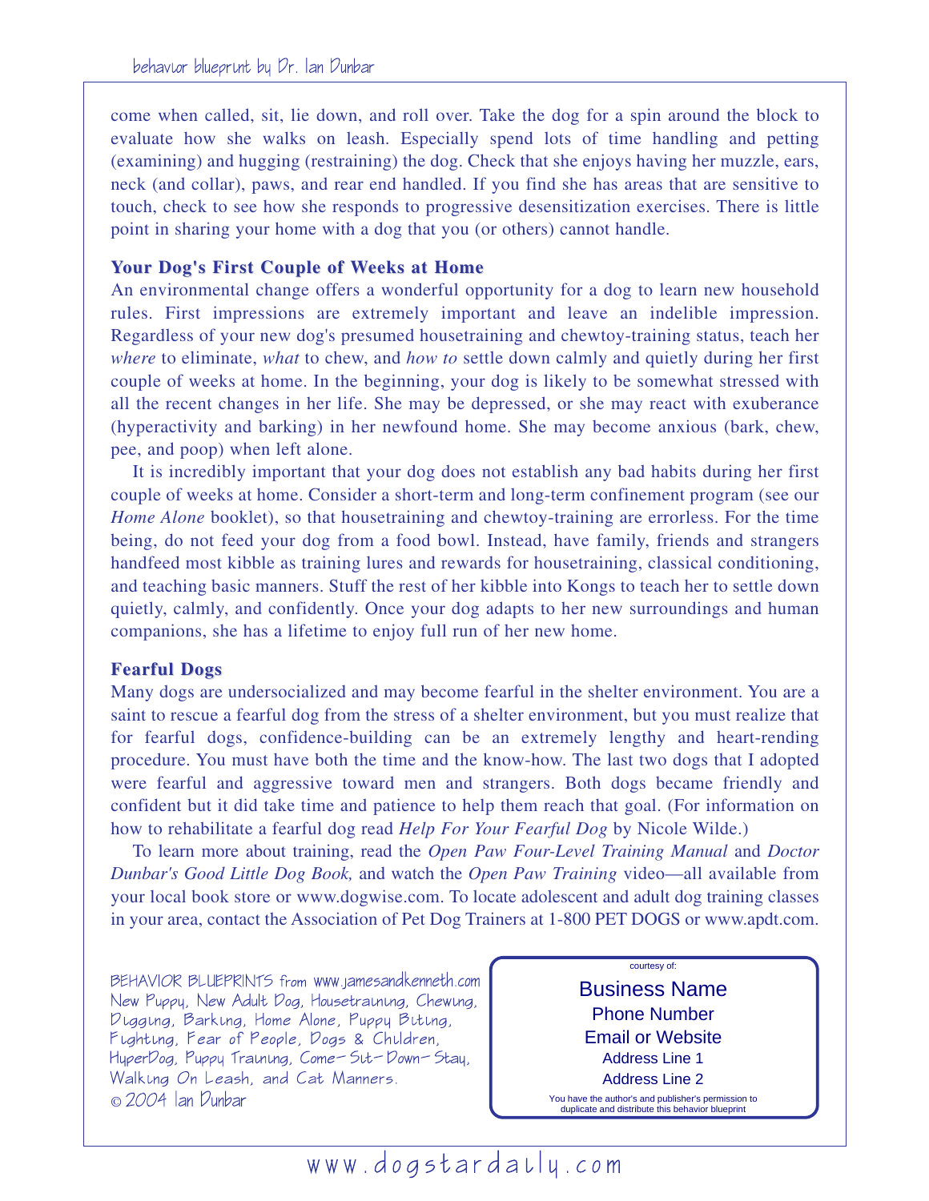come when called, sit, lie down, and roll over. Take the dog for a spin around the block to evaluate how she walks on leash. Especially spend lots of time handling and petting (examining) and hugging (restraining) the dog. Check that she enjoys having her muzzle, ears, neck (and collar), paws, and rear end handled. If you find she has areas that are sensitive to touch, check to see how she responds to progressive desensitization exercises. There is little point in sharing your home with a dog that you (or others) cannot handle.

### Your Dog's First Couple of Weeks at Home

An environmental change offers a wonderful opportunity for a dog to learn new household rules. First impressions are extremely important and leave an indelible impression. Regardless of your new dog's presumed housetraining and chewtoy-training status, teach her *where* to eliminate, *what* to chew, and *how to* settle down calmly and quietly during her first couple of weeks at home. In the beginning, your dog is likely to be somewhat stressed with all the recent changes in her life. She may be depressed, or she may react with exuberance (hyperactivity and barking) in her newfound home. She may become anxious (bark, chew, pee, and poop) when left alone.

It is incredibly important that your dog does not establish any bad habits during her first couple of weeks at home. Consider a short-term and long-term confinement program (see our *Home Alone* booklet), so that housetraining and chewtoy-training are errorless. For the time being, do not feed your dog from a food bowl. Instead, have family, friends and strangers handfeed most kibble as training lures and rewards for housetraining, classical conditioning, and teaching basic manners. Stuff the rest of her kibble into Kongs to teach her to settle down quietly, calmly, and confidently. Once your dog adapts to her new surroundings and human companions, she has a lifetime to enjoy full run of her new home.

### Fearful Dogs

Many dogs are undersocialized and may become fearful in the shelter environment. You are a saint to rescue a fearful dog from the stress of a shelter environment, but you must realize that for fearful dogs, confidence-building can be an extremely lengthy and heart-rending procedure. You must have both the time and the know-how. The last two dogs that I adopted were fearful and aggressive toward men and strangers. Both dogs became friendly and confident but it did take time and patience to help them reach that goal. (For information on how to rehabilitate a fearful dog read *Help For Your Fearful Dog* by Nicole Wilde.)

To learn more about training, read the *Open Paw Four-Level Training Manual* and *Doctor Dunbar's Good Little Dog Book,* and watch the *Open Paw Training* video—all available from your local book store or www.dogwise.com. To locate adolescent and adult dog training classes in your area, contact the Association of Pet Dog Trainers at 1-800 PET DOGS or www.apdt.com.

BEHAVIOR BLUEPRINTS from www.jamesandkenneth.com
New Puppy, New Adult Dog, Housetraining, Chewing, Digging, Barking, Home Alone, Puppy Biting, Fighting, Fear of People, Dogs & Children, HyperDog, Puppy Training, Come-Sit-Down-Stay, Walking On Leash, and Cat Manners.
© 2004 Ian Dunbar

courtesy of:

Business Name
Phone Number
Email or Website
Address Line 1
Address Line 2

You have the author's and publisher's permission to duplicate and distribute this behavior blueprint

www.dogstardaily.com